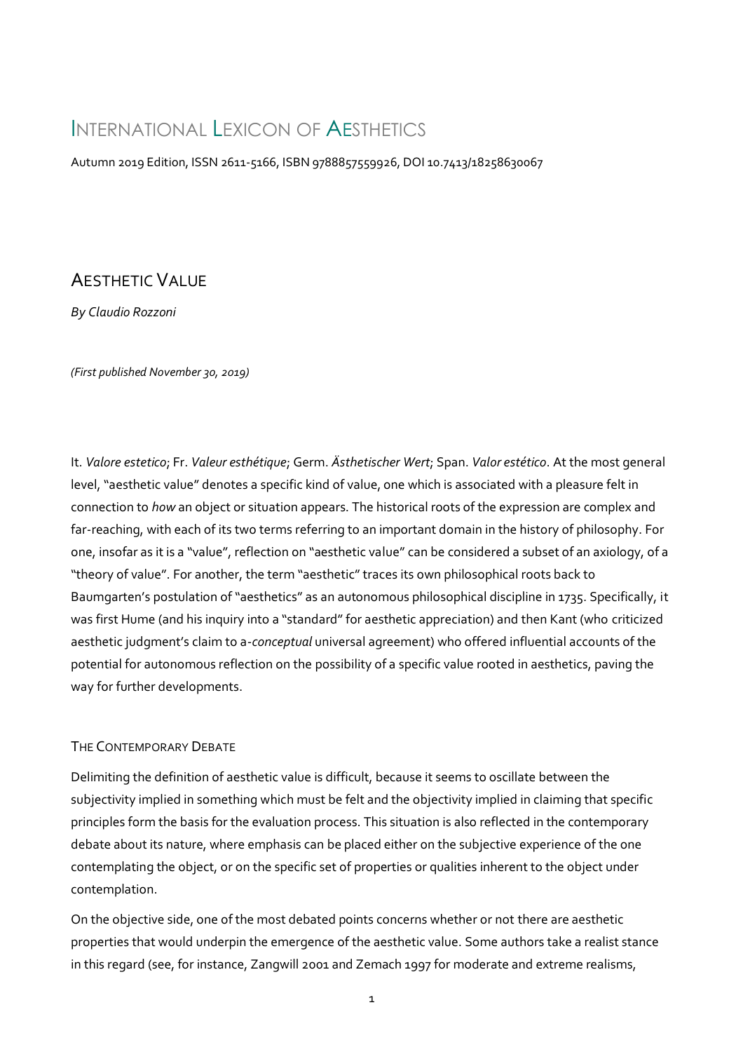# International Lexicon of Aesthetics

Autumn 2019 Edition, ISSN 2611-5166, ISBN 9788857559926, DOI 10.7413/18258630067

## Aesthetic Value

*By Claudio Rozzoni*

*(First published November 30, 2019)*

It. *Valore estetico*; Fr. *Valeur esthétique*; Germ. *Ästhetischer Wert*; Span. *Valor estético*. At the most general level, "aesthetic value" denotes a specific kind of value, one which is associated with a pleasure felt in connection to *how* an object or situation appears. The historical roots of the expression are complex and far-reaching, with each of its two terms referring to an important domain in the history of philosophy. For one, insofar as it is a "value", reflection on "aesthetic value" can be considered a subset of an axiology, of a "theory of value". For another, the term "aesthetic" traces its own philosophical roots back to Baumgarten's postulation of "aesthetics" as an autonomous philosophical discipline in 1735. Specifically, it was first Hume (and his inquiry into a "standard" for aesthetic appreciation) and then Kant (who criticized aesthetic judgment's claim to a-*conceptual* universal agreement) who offered influential accounts of the potential for autonomous reflection on the possibility of a specific value rooted in aesthetics, paving the way for further developments.

### The Contemporary Debate

Delimiting the definition of aesthetic value is difficult, because it seems to oscillate between the subjectivity implied in something which must be felt and the objectivity implied in claiming that specific principles form the basis for the evaluation process. This situation is also reflected in the contemporary debate about its nature, where emphasis can be placed either on the subjective experience of the one contemplating the object, or on the specific set of properties or qualities inherent to the object under contemplation.

On the objective side, one of the most debated points concerns whether or not there are aesthetic properties that would underpin the emergence of the aesthetic value. Some authors take a realist stance in this regard (see, for instance, Zangwill 2001 and Zemach 1997 for moderate and extreme realisms,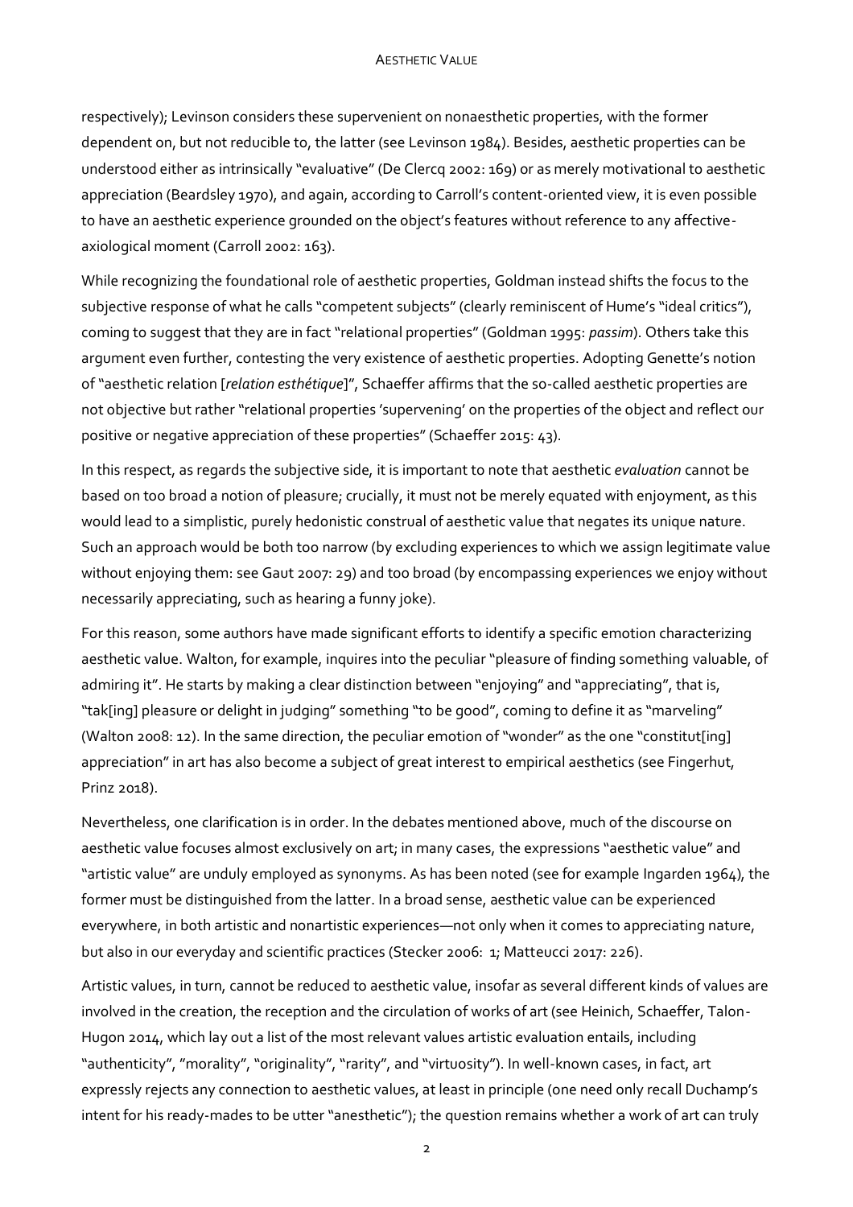respectively); Levinson considers these supervenient on nonaesthetic properties, with the former dependent on, but not reducible to, the latter (see Levinson 1984). Besides, aesthetic properties can be understood either as intrinsically "evaluative" (De Clercq 2002: 169) or as merely motivational to aesthetic appreciation (Beardsley 1970), and again, according to Carroll's content-oriented view, it is even possible to have an aesthetic experience grounded on the object's features without reference to any affective-axiological moment (Carroll 2002: 163).

While recognizing the foundational role of aesthetic properties, Goldman instead shifts the focus to the subjective response of what he calls "competent subjects" (clearly reminiscent of Hume's "ideal critics"), coming to suggest that they are in fact "relational properties" (Goldman 1995: *passim*). Others take this argument even further, contesting the very existence of aesthetic properties. Adopting Genette's notion of "aesthetic relation [*relation esthétique*]", Schaeffer affirms that the so-called aesthetic properties are not objective but rather "relational properties 'supervening' on the properties of the object and reflect our positive or negative appreciation of these properties" (Schaeffer 2015: 43).

In this respect, as regards the subjective side, it is important to note that aesthetic *evaluation* cannot be based on too broad a notion of pleasure; crucially, it must not be merely equated with enjoyment, as this would lead to a simplistic, purely hedonistic construal of aesthetic value that negates its unique nature. Such an approach would be both too narrow (by excluding experiences to which we assign legitimate value without enjoying them: see Gaut 2007: 29) and too broad (by encompassing experiences we enjoy without necessarily appreciating, such as hearing a funny joke).

For this reason, some authors have made significant efforts to identify a specific emotion characterizing aesthetic value. Walton, for example, inquires into the peculiar "pleasure of finding something valuable, of admiring it". He starts by making a clear distinction between "enjoying" and "appreciating", that is, "tak[ing] pleasure or delight in judging" something "to be good", coming to define it as "marveling" (Walton 2008: 12). In the same direction, the peculiar emotion of "wonder" as the one "constitut[ing] appreciation" in art has also become a subject of great interest to empirical aesthetics (see Fingerhut, Prinz 2018).

Nevertheless, one clarification is in order. In the debates mentioned above, much of the discourse on aesthetic value focuses almost exclusively on art; in many cases, the expressions "aesthetic value" and "artistic value" are unduly employed as synonyms. As has been noted (see for example Ingarden 1964), the former must be distinguished from the latter. In a broad sense, aesthetic value can be experienced everywhere, in both artistic and nonartistic experiences—not only when it comes to appreciating nature, but also in our everyday and scientific practices (Stecker 2006: 1; Matteucci 2017: 226).

Artistic values, in turn, cannot be reduced to aesthetic value, insofar as several different kinds of values are involved in the creation, the reception and the circulation of works of art (see Heinich, Schaeffer, Talon-Hugon 2014, which lay out a list of the most relevant values artistic evaluation entails, including "authenticity", "morality", "originality", "rarity", and "virtuosity"). In well-known cases, in fact, art expressly rejects any connection to aesthetic values, at least in principle (one need only recall Duchamp's intent for his ready-mades to be utter "anesthetic"); the question remains whether a work of art can truly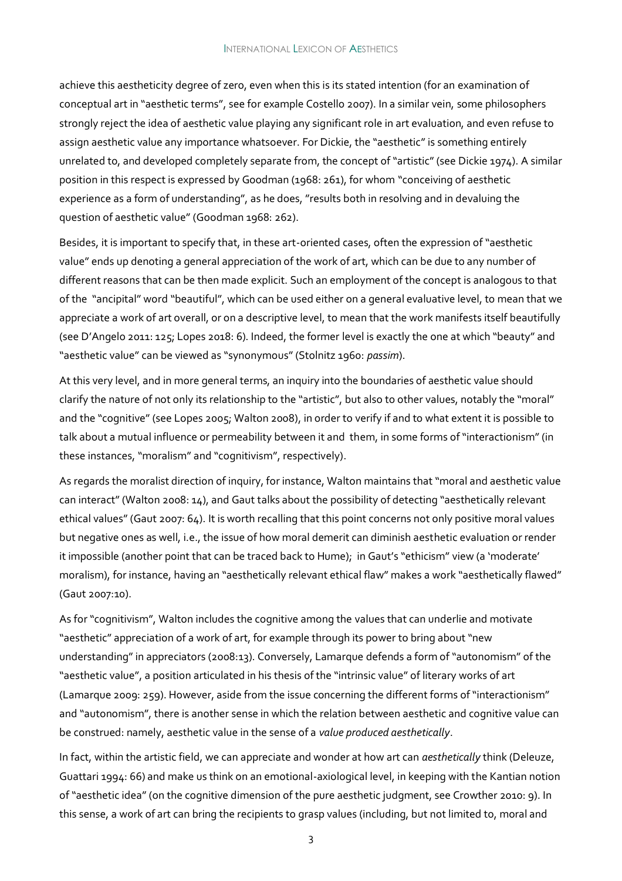achieve this aestheticity degree of zero, even when this is its stated intention (for an examination of conceptual art in "aesthetic terms", see for example Costello 2007). In a similar vein, some philosophers strongly reject the idea of aesthetic value playing any significant role in art evaluation, and even refuse to assign aesthetic value any importance whatsoever. For Dickie, the "aesthetic" is something entirely unrelated to, and developed completely separate from, the concept of "artistic" (see Dickie 1974). A similar position in this respect is expressed by Goodman (1968: 261), for whom "conceiving of aesthetic experience as a form of understanding", as he does, "results both in resolving and in devaluing the question of aesthetic value" (Goodman 1968: 262).

Besides, it is important to specify that, in these art-oriented cases, often the expression of "aesthetic value" ends up denoting a general appreciation of the work of art, which can be due to any number of different reasons that can be then made explicit. Such an employment of the concept is analogous to that of the "ancipital" word "beautiful", which can be used either on a general evaluative level, to mean that we appreciate a work of art overall, or on a descriptive level, to mean that the work manifests itself beautifully (see D'Angelo 2011: 125; Lopes 2018: 6). Indeed, the former level is exactly the one at which "beauty" and "aesthetic value" can be viewed as "synonymous" (Stolnitz 1960: *passim*).

At this very level, and in more general terms, an inquiry into the boundaries of aesthetic value should clarify the nature of not only its relationship to the "artistic", but also to other values, notably the "moral" and the "cognitive" (see Lopes 2005; Walton 2008), in order to verify if and to what extent it is possible to talk about a mutual influence or permeability between it and them, in some forms of "interactionism" (in these instances, "moralism" and "cognitivism", respectively).

As regards the moralist direction of inquiry, for instance, Walton maintains that "moral and aesthetic value can interact" (Walton 2008: 14), and Gaut talks about the possibility of detecting "aesthetically relevant ethical values" (Gaut 2007: 64). It is worth recalling that this point concerns not only positive moral values but negative ones as well, i.e., the issue of how moral demerit can diminish aesthetic evaluation or render it impossible (another point that can be traced back to Hume); in Gaut's "ethicism" view (a 'moderate' moralism), for instance, having an "aesthetically relevant ethical flaw" makes a work "aesthetically flawed" (Gaut 2007:10).

As for "cognitivism", Walton includes the cognitive among the values that can underlie and motivate "aesthetic" appreciation of a work of art, for example through its power to bring about "new understanding" in appreciators (2008:13). Conversely, Lamarque defends a form of "autonomism" of the "aesthetic value", a position articulated in his thesis of the "intrinsic value" of literary works of art (Lamarque 2009: 259). However, aside from the issue concerning the different forms of "interactionism" and "autonomism", there is another sense in which the relation between aesthetic and cognitive value can be construed: namely, aesthetic value in the sense of a *value produced aesthetically*.

In fact, within the artistic field, we can appreciate and wonder at how art can *aesthetically* think (Deleuze, Guattari 1994: 66) and make us think on an emotional-axiological level, in keeping with the Kantian notion of "aesthetic idea" (on the cognitive dimension of the pure aesthetic judgment, see Crowther 2010: 9). In this sense, a work of art can bring the recipients to grasp values (including, but not limited to, moral and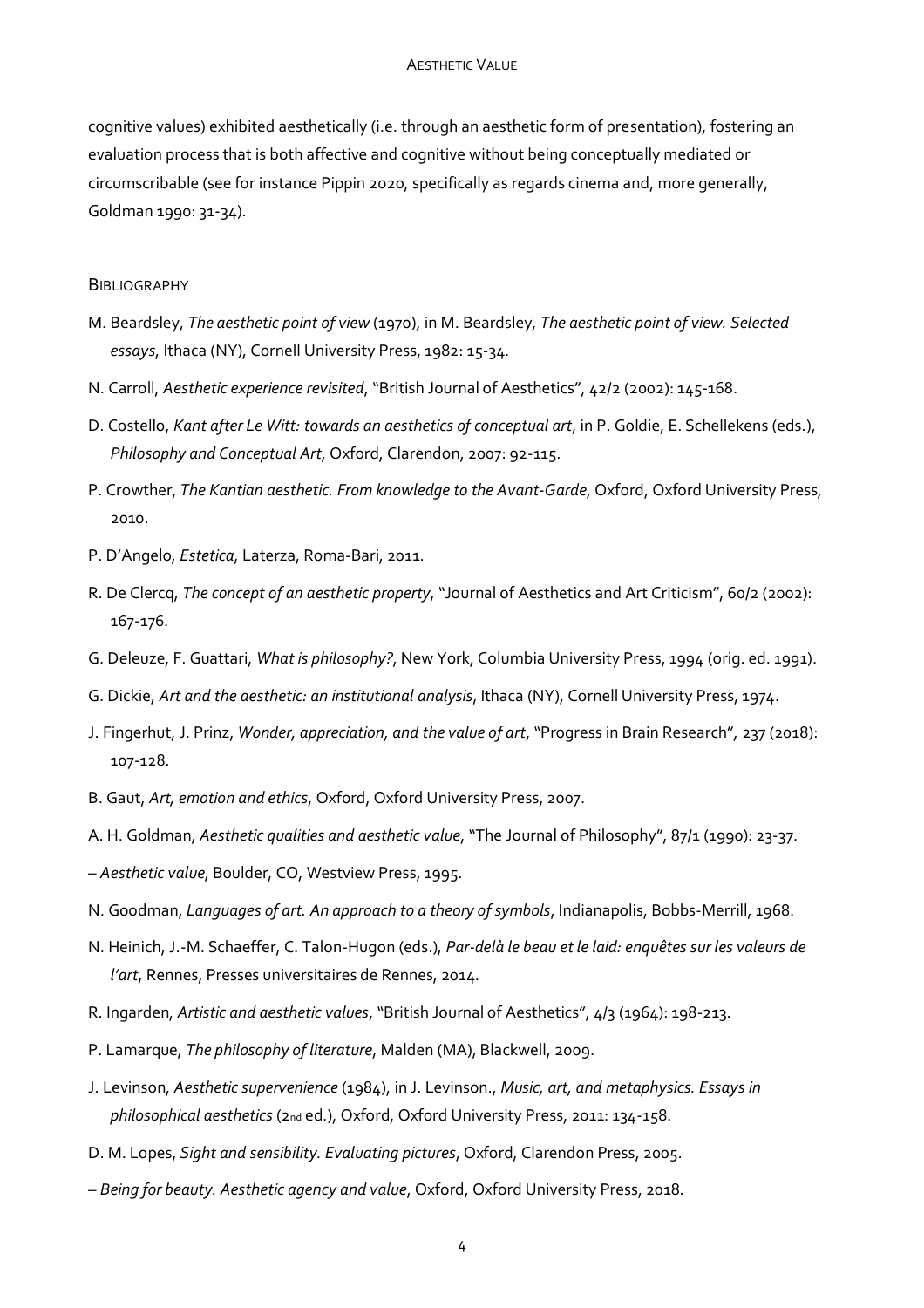cognitive values) exhibited aesthetically (i.e. through an aesthetic form of presentation), fostering an evaluation process that is both affective and cognitive without being conceptually mediated or circumscribable (see for instance Pippin 2020, specifically as regards cinema and, more generally, Goldman 1990: 31-34).

## Bibliography

M. Beardsley, *The aesthetic point of view* (1970), in M. Beardsley, *The aesthetic point of view. Selected essays*, Ithaca (NY), Cornell University Press, 1982: 15-34.

N. Carroll, *Aesthetic experience revisited*, "British Journal of Aesthetics", 42/2 (2002): 145-168.

D. Costello, *Kant after Le Witt: towards an aesthetics of conceptual art*, in P. Goldie, E. Schellekens (eds.), *Philosophy and Conceptual Art*, Oxford, Clarendon, 2007: 92-115.

P. Crowther, *The Kantian aesthetic. From knowledge to the Avant-Garde*, Oxford, Oxford University Press, 2010.

P. D'Angelo, *Estetica*, Laterza, Roma-Bari, 2011.

R. De Clercq, *The concept of an aesthetic property*, "Journal of Aesthetics and Art Criticism", 60/2 (2002): 167-176.

G. Deleuze, F. Guattari, *What is philosophy?*, New York, Columbia University Press, 1994 (orig. ed. 1991).

G. Dickie, *Art and the aesthetic: an institutional analysis*, Ithaca (NY), Cornell University Press, 1974.

J. Fingerhut, J. Prinz, *Wonder, appreciation, and the value of art*, "Progress in Brain Research", 237 (2018): 107-128.

B. Gaut, *Art, emotion and ethics*, Oxford, Oxford University Press, 2007.

A. H. Goldman, *Aesthetic qualities and aesthetic value*, "The Journal of Philosophy", 87/1 (1990): 23-37.

– *Aesthetic value*, Boulder, CO, Westview Press, 1995.

N. Goodman, *Languages of art. An approach to a theory of symbols*, Indianapolis, Bobbs-Merrill, 1968.

N. Heinich, J.-M. Schaeffer, C. Talon-Hugon (eds.), *Par-delà le beau et le laid: enquêtes sur les valeurs de l'art*, Rennes, Presses universitaires de Rennes, 2014.

R. Ingarden, *Artistic and aesthetic values*, "British Journal of Aesthetics", 4/3 (1964): 198-213.

P. Lamarque, *The philosophy of literature*, Malden (MA), Blackwell, 2009.

J. Levinson, *Aesthetic supervenience* (1984), in J. Levinson., *Music, art, and metaphysics. Essays in philosophical aesthetics* (2nd ed.), Oxford, Oxford University Press, 2011: 134-158.

D. M. Lopes, *Sight and sensibility. Evaluating pictures*, Oxford, Clarendon Press, 2005.

– *Being for beauty. Aesthetic agency and value*, Oxford, Oxford University Press, 2018.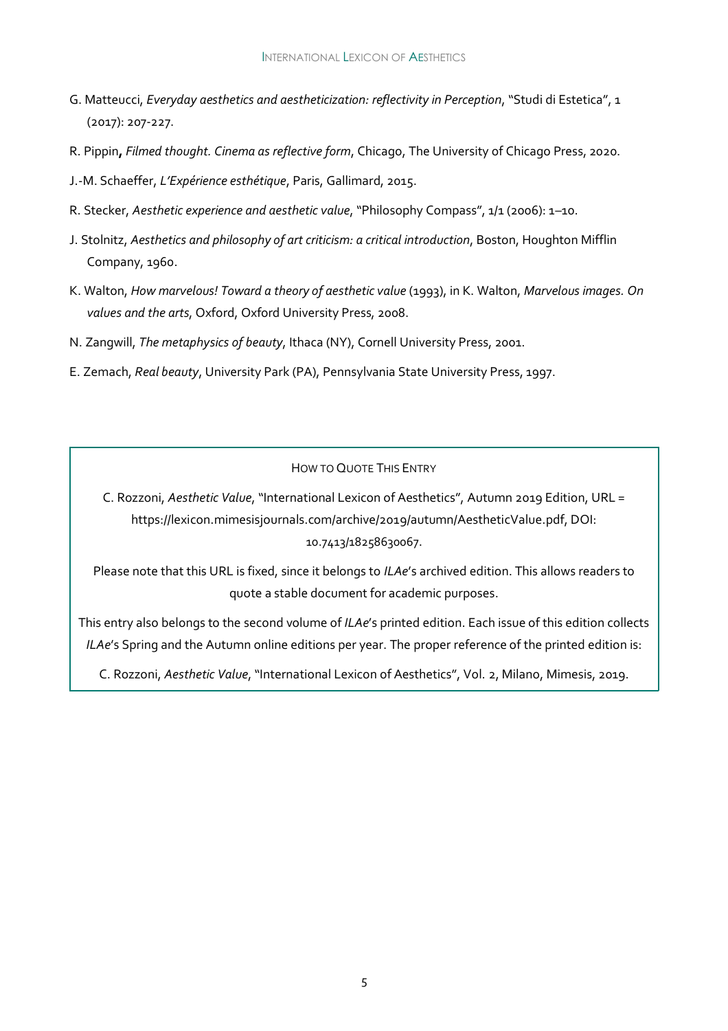G. Matteucci, *Everyday aesthetics and aestheticization: reflectivity in Perception*, "Studi di Estetica", 1 (2017): 207-227.

R. Pippin**,** *Filmed thought. Cinema as reflective form*, Chicago, The University of Chicago Press, 2020.

J.-M. Schaeffer, *L'Expérience esthétique*, Paris, Gallimard, 2015.

R. Stecker, *Aesthetic experience and aesthetic value*, "Philosophy Compass", 1/1 (2006): 1–10.

J. Stolnitz, *Aesthetics and philosophy of art criticism: a critical introduction*, Boston, Houghton Mifflin Company, 1960.

K. Walton, *How marvelous! Toward a theory of aesthetic value* (1993), in K. Walton, *Marvelous images. On values and the arts*, Oxford, Oxford University Press, 2008.

N. Zangwill, *The metaphysics of beauty*, Ithaca (NY), Cornell University Press, 2001.

E. Zemach, *Real beauty*, University Park (PA), Pennsylvania State University Press, 1997.

HOW TO QUOTE THIS ENTRY

C. Rozzoni, *Aesthetic Value*, "International Lexicon of Aesthetics", Autumn 2019 Edition, URL = https://lexicon.mimesisjournals.com/archive/2019/autumn/AestheticValue.pdf, DOI: 10.7413/18258630067.

Please note that this URL is fixed, since it belongs to *ILAe*'s archived edition. This allows readers to quote a stable document for academic purposes.

This entry also belongs to the second volume of *ILAe*'s printed edition. Each issue of this edition collects *ILAe*'s Spring and the Autumn online editions per year. The proper reference of the printed edition is:

C. Rozzoni, *Aesthetic Value*, "International Lexicon of Aesthetics", Vol. 2, Milano, Mimesis, 2019.